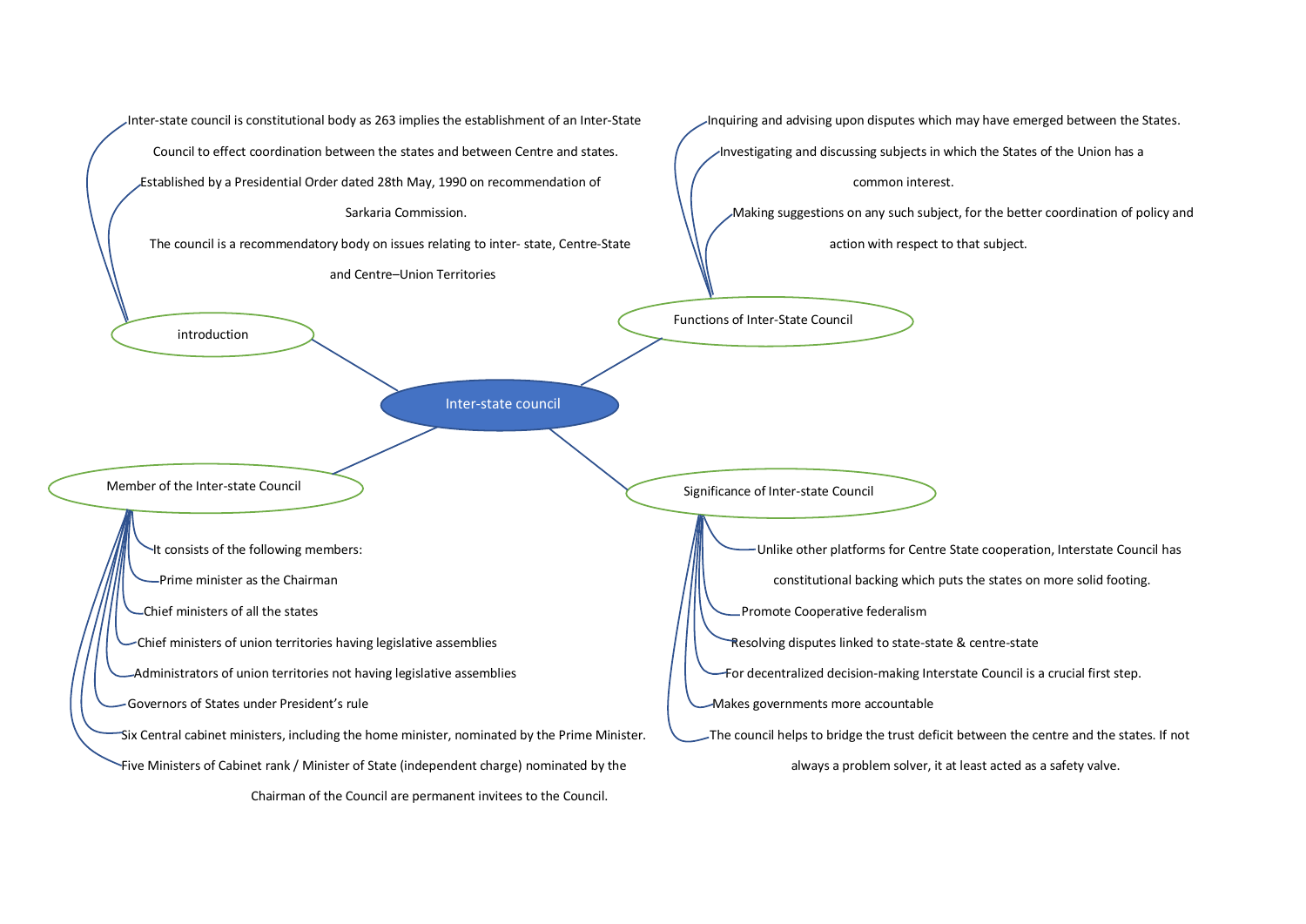# Inter-state council

## introduction

- Inter-state council is constitutional body as 263 implies the establishment of an Inter-State Council to effect coordination between the states and between Centre and states.
- Established by a Presidential Order dated 28th May, 1990 on recommendation of Sarkaria Commission.
- The council is a recommendatory body on issues relating to inter- state, Centre-State and Centre–Union Territories

## Functions of Inter-State Council

- Inquiring and advising upon disputes which may have emerged between the States.
- Investigating and discussing subjects in which the States of the Union has a common interest.
- Making suggestions on any such subject, for the better coordination of policy and action with respect to that subject.

## Member of the Inter-state Council

- It consists of the following members:
- Prime minister as the Chairman
- Chief ministers of all the states
- Chief ministers of union territories having legislative assemblies
- Administrators of union territories not having legislative assemblies
- Governors of States under President's rule
- Six Central cabinet ministers, including the home minister, nominated by the Prime Minister.
- Five Ministers of Cabinet rank / Minister of State (independent charge) nominated by the Chairman of the Council are permanent invitees to the Council.

## Significance of Inter-state Council

- Unlike other platforms for Centre State cooperation, Interstate Council has constitutional backing which puts the states on more solid footing.
- Promote Cooperative federalism
- Resolving disputes linked to state-state & centre-state
- For decentralized decision-making Interstate Council is a crucial first step.
- Makes governments more accountable
- The council helps to bridge the trust deficit between the centre and the states. If not always a problem solver, it at least acted as a safety valve.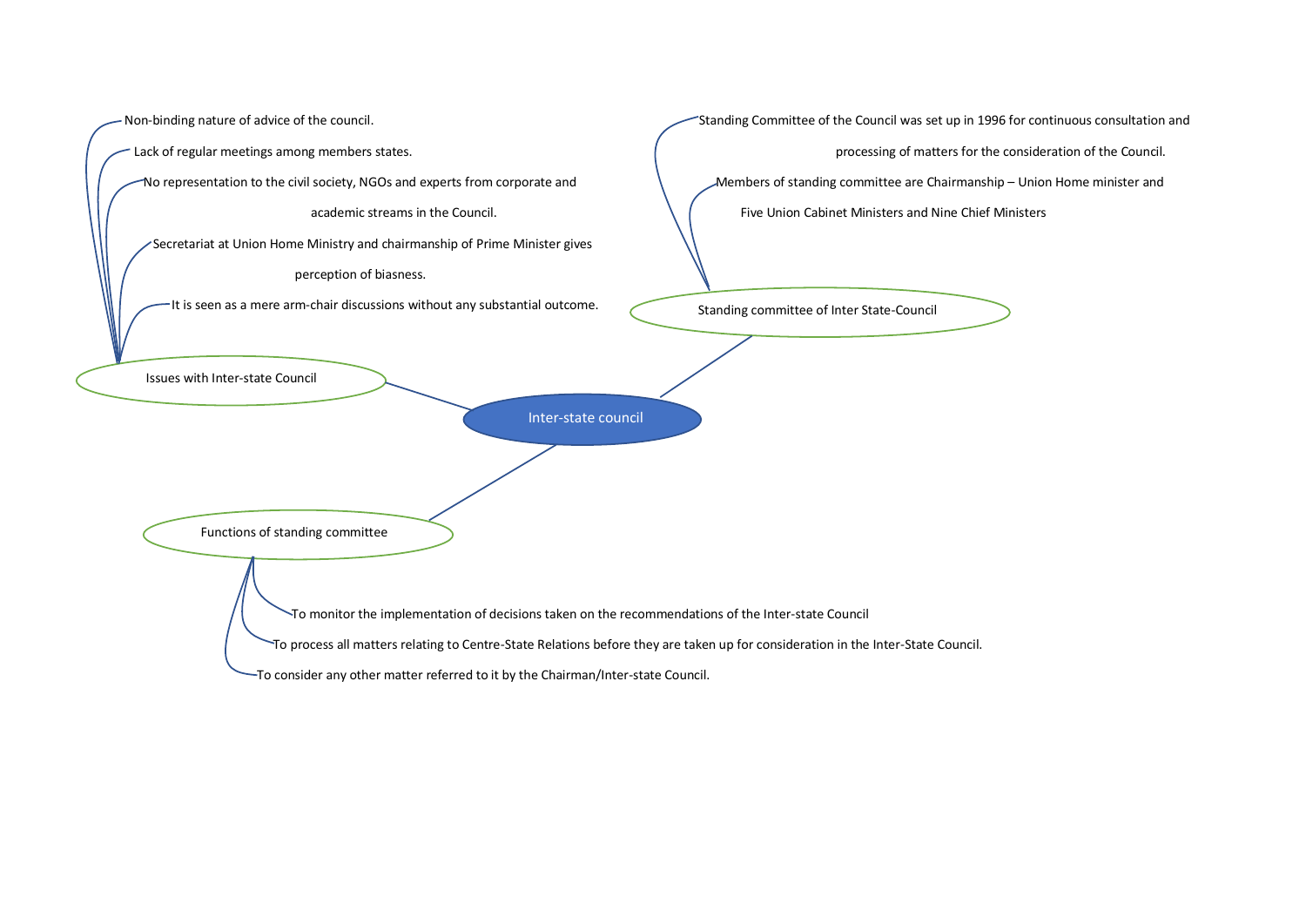# Inter-state council

## Issues with Inter-state Council

- Non-binding nature of advice of the council.
- Lack of regular meetings among members states.
- No representation to the civil society, NGOs and experts from corporate and academic streams in the Council.
- Secretariat at Union Home Ministry and chairmanship of Prime Minister gives perception of biasness.
- It is seen as a mere arm-chair discussions without any substantial outcome.

## Standing committee of Inter State-Council

- Standing Committee of the Council was set up in 1996 for continuous consultation and processing of matters for the consideration of the Council.
- Members of standing committee are Chairmanship – Union Home minister and Five Union Cabinet Ministers and Nine Chief Ministers

## Functions of standing committee

- To monitor the implementation of decisions taken on the recommendations of the Inter-state Council
- To process all matters relating to Centre-State Relations before they are taken up for consideration in the Inter-State Council.
- To consider any other matter referred to it by the Chairman/Inter-state Council.